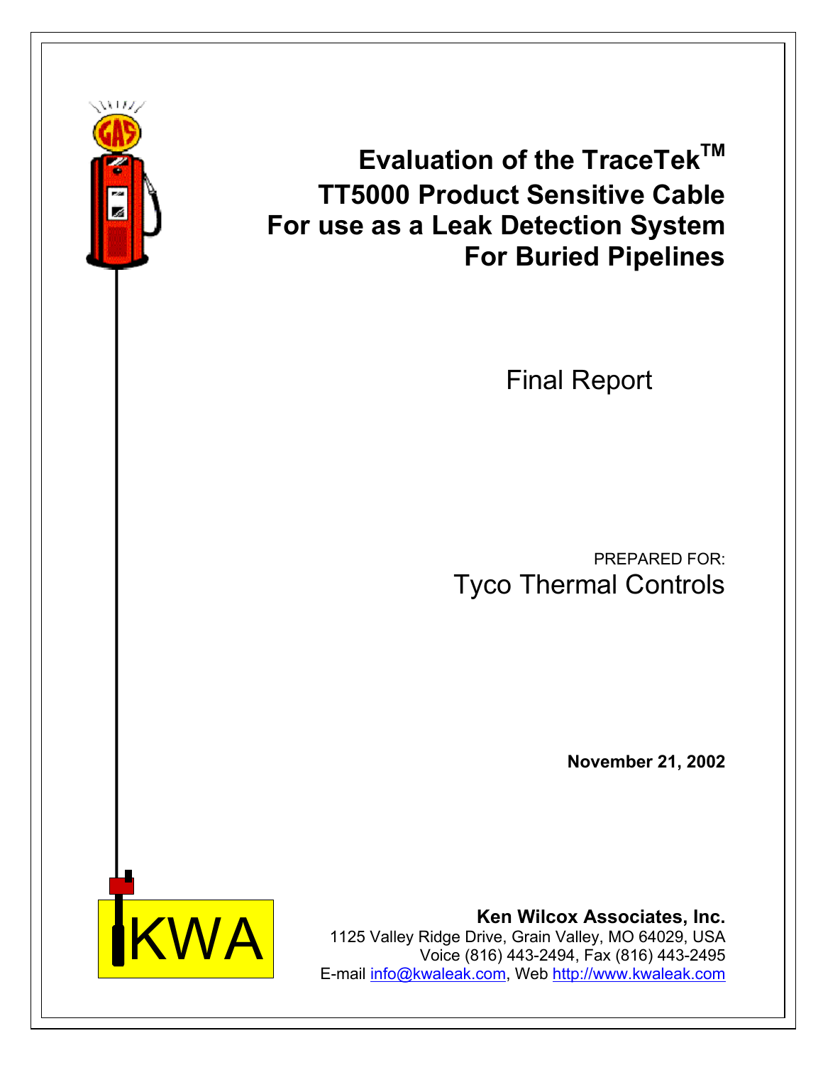# Evaluation of the TraceTek™ TT5000 Product Sensitive Cable For use as a Leak Detection System For Buried Pipelines

Final Report

PREPARED FOR:

Tyco Thermal Controls

**November 21, 2002**

**Ken Wilcox Associates, Inc.**
1125 Valley Ridge Drive, Grain Valley, MO 64029, USA
Voice (816) 443-2494, Fax (816) 443-2495
E-mail info@kwaleak.com, Web http://www.kwaleak.com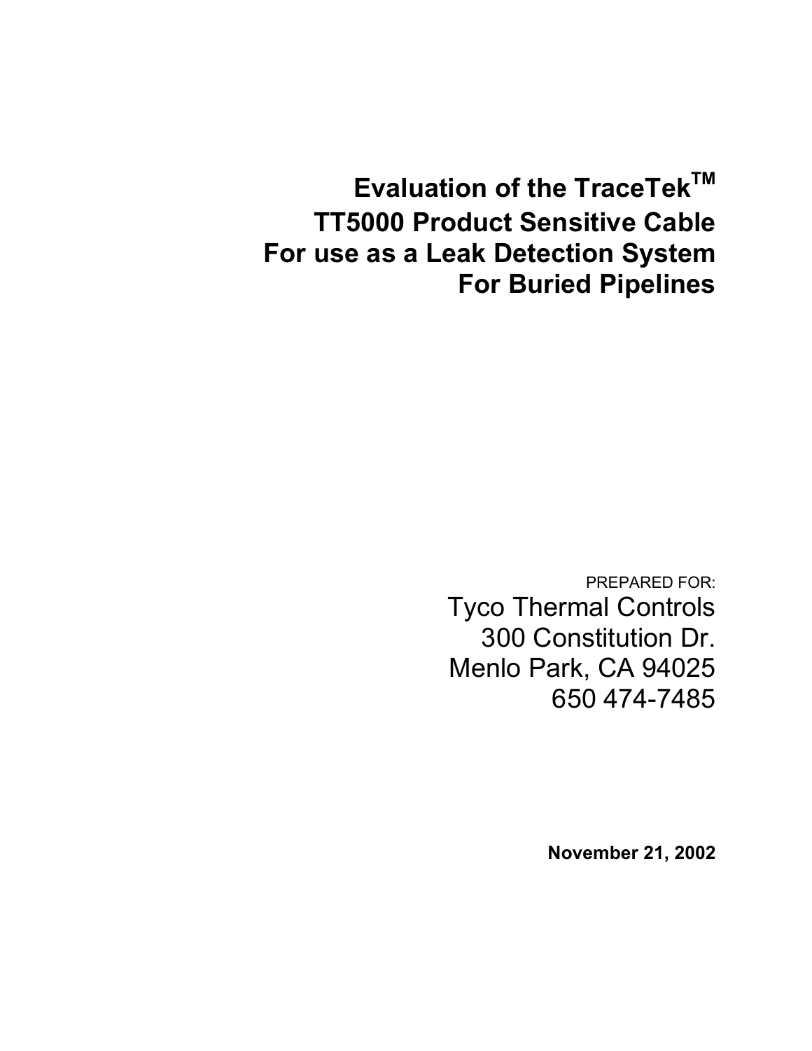# Evaluation of the TraceTek™ TT5000 Product Sensitive Cable For use as a Leak Detection System For Buried Pipelines

PREPARED FOR:

Tyco Thermal Controls
300 Constitution Dr.
Menlo Park, CA 94025
650 474-7485

**November 21, 2002**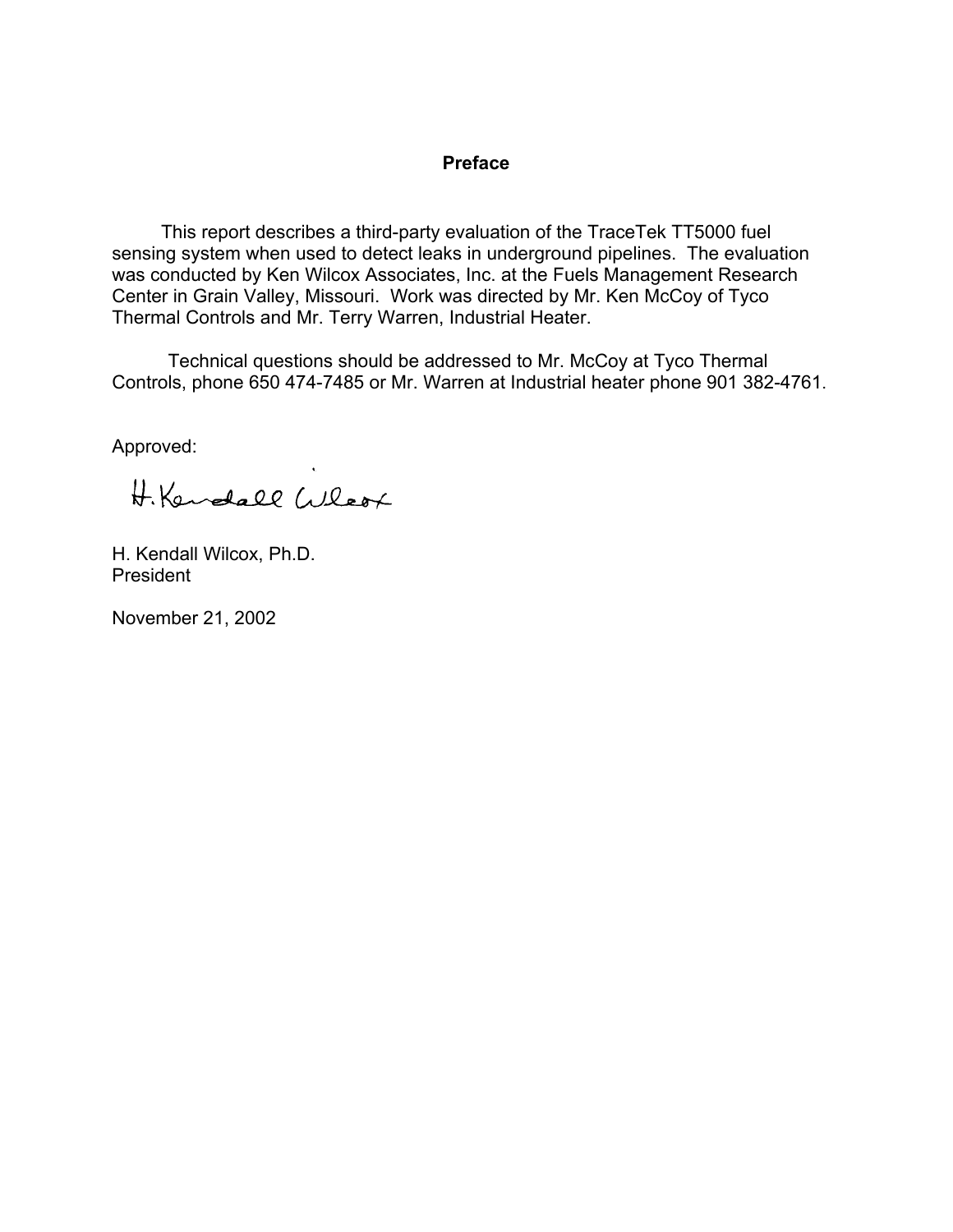## Preface

This report describes a third-party evaluation of the TraceTek TT5000 fuel sensing system when used to detect leaks in underground pipelines. The evaluation was conducted by Ken Wilcox Associates, Inc. at the Fuels Management Research Center in Grain Valley, Missouri. Work was directed by Mr. Ken McCoy of Tyco Thermal Controls and Mr. Terry Warren, Industrial Heater.

Technical questions should be addressed to Mr. McCoy at Tyco Thermal Controls, phone 650 474-7485 or Mr. Warren at Industrial heater phone 901 382-4761.

Approved:

H. Kendall Wilcox

H. Kendall Wilcox, Ph.D.
President

November 21, 2002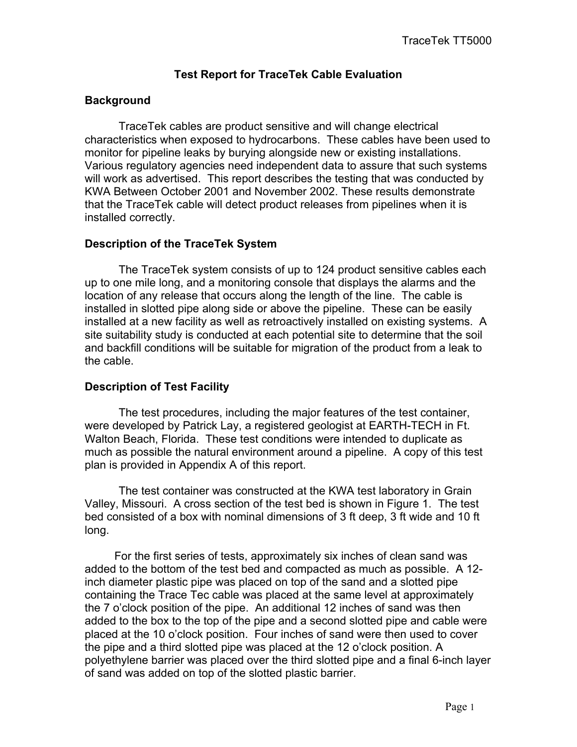# Test Report for TraceTek Cable Evaluation

## Background

TraceTek cables are product sensitive and will change electrical characteristics when exposed to hydrocarbons. These cables have been used to monitor for pipeline leaks by burying alongside new or existing installations. Various regulatory agencies need independent data to assure that such systems will work as advertised. This report describes the testing that was conducted by KWA Between October 2001 and November 2002. These results demonstrate that the TraceTek cable will detect product releases from pipelines when it is installed correctly.

## Description of the TraceTek System

The TraceTek system consists of up to 124 product sensitive cables each up to one mile long, and a monitoring console that displays the alarms and the location of any release that occurs along the length of the line. The cable is installed in slotted pipe along side or above the pipeline. These can be easily installed at a new facility as well as retroactively installed on existing systems. A site suitability study is conducted at each potential site to determine that the soil and backfill conditions will be suitable for migration of the product from a leak to the cable.

## Description of Test Facility

The test procedures, including the major features of the test container, were developed by Patrick Lay, a registered geologist at EARTH-TECH in Ft. Walton Beach, Florida. These test conditions were intended to duplicate as much as possible the natural environment around a pipeline. A copy of this test plan is provided in Appendix A of this report.

The test container was constructed at the KWA test laboratory in Grain Valley, Missouri. A cross section of the test bed is shown in Figure 1. The test bed consisted of a box with nominal dimensions of 3 ft deep, 3 ft wide and 10 ft long.

For the first series of tests, approximately six inches of clean sand was added to the bottom of the test bed and compacted as much as possible. A 12-inch diameter plastic pipe was placed on top of the sand and a slotted pipe containing the Trace Tec cable was placed at the same level at approximately the 7 o'clock position of the pipe. An additional 12 inches of sand was then added to the box to the top of the pipe and a second slotted pipe and cable were placed at the 10 o'clock position. Four inches of sand were then used to cover the pipe and a third slotted pipe was placed at the 12 o'clock position. A polyethylene barrier was placed over the third slotted pipe and a final 6-inch layer of sand was added on top of the slotted plastic barrier.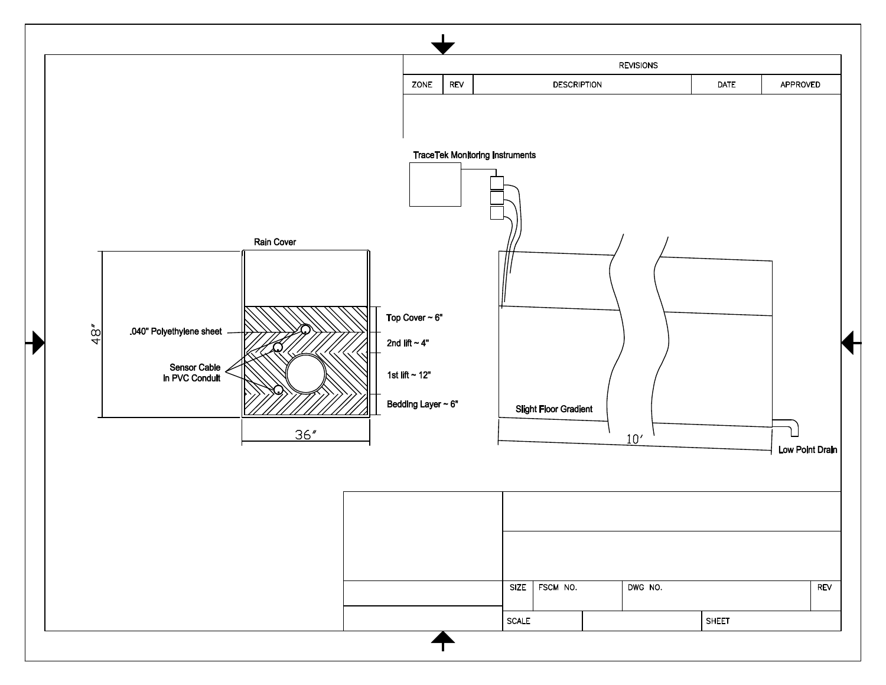| REVISIONS | | | | |
|---|---|---|---|---|
| ZONE | REV | DESCRIPTION | DATE | APPROVED |
| | | | | |

TraceTek Monitoring Instruments

Rain Cover

48″

.040" Polyethylene sheet

Sensor Cable
In PVC Conduit

Top Cover ~ 6"

2nd lift ~ 4"

1st lift ~ 12"

Bedding Layer ~ 6"

36″

Slight Floor Gradient

10′

Low Point Drain

| SIZE | FSCM NO. | DWG NO. | REV |
|---|---|---|---|
| | | | |

| SCALE | | SHEET |
|---|---|---|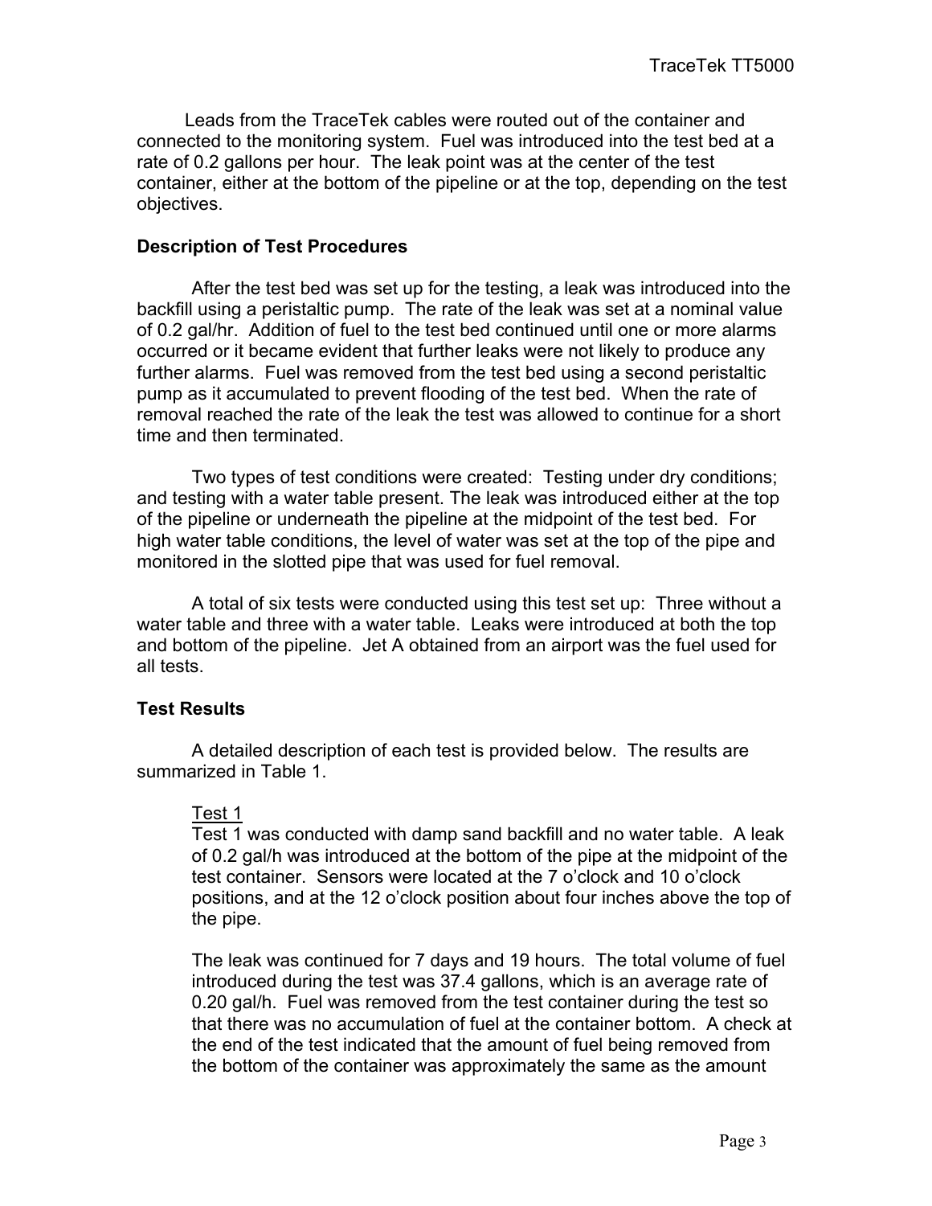Leads from the TraceTek cables were routed out of the container and connected to the monitoring system. Fuel was introduced into the test bed at a rate of 0.2 gallons per hour. The leak point was at the center of the test container, either at the bottom of the pipeline or at the top, depending on the test objectives.

**Description of Test Procedures**

After the test bed was set up for the testing, a leak was introduced into the backfill using a peristaltic pump. The rate of the leak was set at a nominal value of 0.2 gal/hr. Addition of fuel to the test bed continued until one or more alarms occurred or it became evident that further leaks were not likely to produce any further alarms. Fuel was removed from the test bed using a second peristaltic pump as it accumulated to prevent flooding of the test bed. When the rate of removal reached the rate of the leak the test was allowed to continue for a short time and then terminated.

Two types of test conditions were created: Testing under dry conditions; and testing with a water table present. The leak was introduced either at the top of the pipeline or underneath the pipeline at the midpoint of the test bed. For high water table conditions, the level of water was set at the top of the pipe and monitored in the slotted pipe that was used for fuel removal.

A total of six tests were conducted using this test set up: Three without a water table and three with a water table. Leaks were introduced at both the top and bottom of the pipeline. Jet A obtained from an airport was the fuel used for all tests.

**Test Results**

A detailed description of each test is provided below. The results are summarized in Table 1.

Test 1

Test 1 was conducted with damp sand backfill and no water table. A leak of 0.2 gal/h was introduced at the bottom of the pipe at the midpoint of the test container. Sensors were located at the 7 o'clock and 10 o'clock positions, and at the 12 o'clock position about four inches above the top of the pipe.

The leak was continued for 7 days and 19 hours. The total volume of fuel introduced during the test was 37.4 gallons, which is an average rate of 0.20 gal/h. Fuel was removed from the test container during the test so that there was no accumulation of fuel at the container bottom. A check at the end of the test indicated that the amount of fuel being removed from the bottom of the container was approximately the same as the amount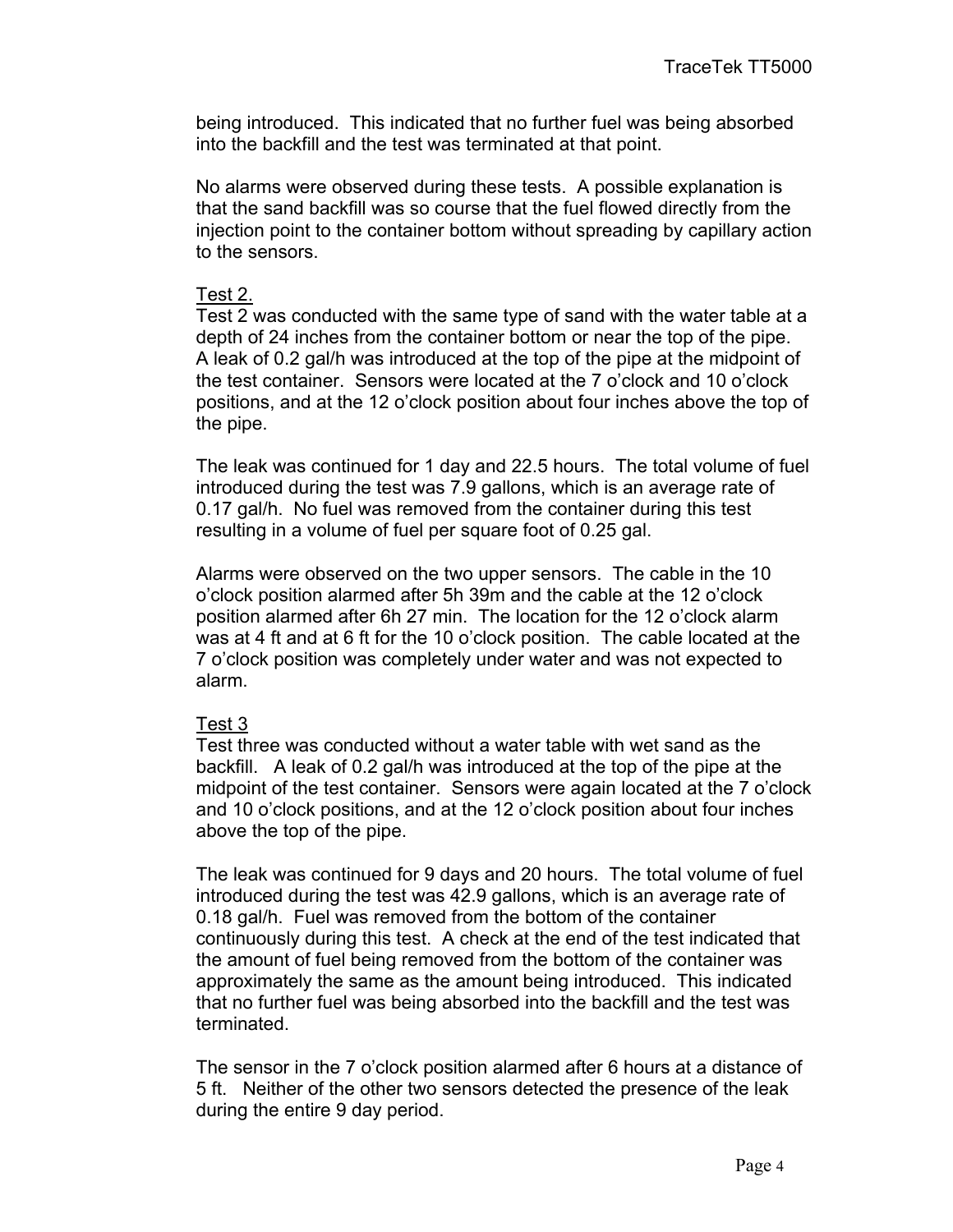being introduced. This indicated that no further fuel was being absorbed into the backfill and the test was terminated at that point.

No alarms were observed during these tests. A possible explanation is that the sand backfill was so course that the fuel flowed directly from the injection point to the container bottom without spreading by capillary action to the sensors.

Test 2.

Test 2 was conducted with the same type of sand with the water table at a depth of 24 inches from the container bottom or near the top of the pipe. A leak of 0.2 gal/h was introduced at the top of the pipe at the midpoint of the test container. Sensors were located at the 7 o'clock and 10 o'clock positions, and at the 12 o'clock position about four inches above the top of the pipe.

The leak was continued for 1 day and 22.5 hours. The total volume of fuel introduced during the test was 7.9 gallons, which is an average rate of 0.17 gal/h. No fuel was removed from the container during this test resulting in a volume of fuel per square foot of 0.25 gal.

Alarms were observed on the two upper sensors. The cable in the 10 o'clock position alarmed after 5h 39m and the cable at the 12 o'clock position alarmed after 6h 27 min. The location for the 12 o'clock alarm was at 4 ft and at 6 ft for the 10 o'clock position. The cable located at the 7 o'clock position was completely under water and was not expected to alarm.

Test 3

Test three was conducted without a water table with wet sand as the backfill. A leak of 0.2 gal/h was introduced at the top of the pipe at the midpoint of the test container. Sensors were again located at the 7 o'clock and 10 o'clock positions, and at the 12 o'clock position about four inches above the top of the pipe.

The leak was continued for 9 days and 20 hours. The total volume of fuel introduced during the test was 42.9 gallons, which is an average rate of 0.18 gal/h. Fuel was removed from the bottom of the container continuously during this test. A check at the end of the test indicated that the amount of fuel being removed from the bottom of the container was approximately the same as the amount being introduced. This indicated that no further fuel was being absorbed into the backfill and the test was terminated.

The sensor in the 7 o'clock position alarmed after 6 hours at a distance of 5 ft. Neither of the other two sensors detected the presence of the leak during the entire 9 day period.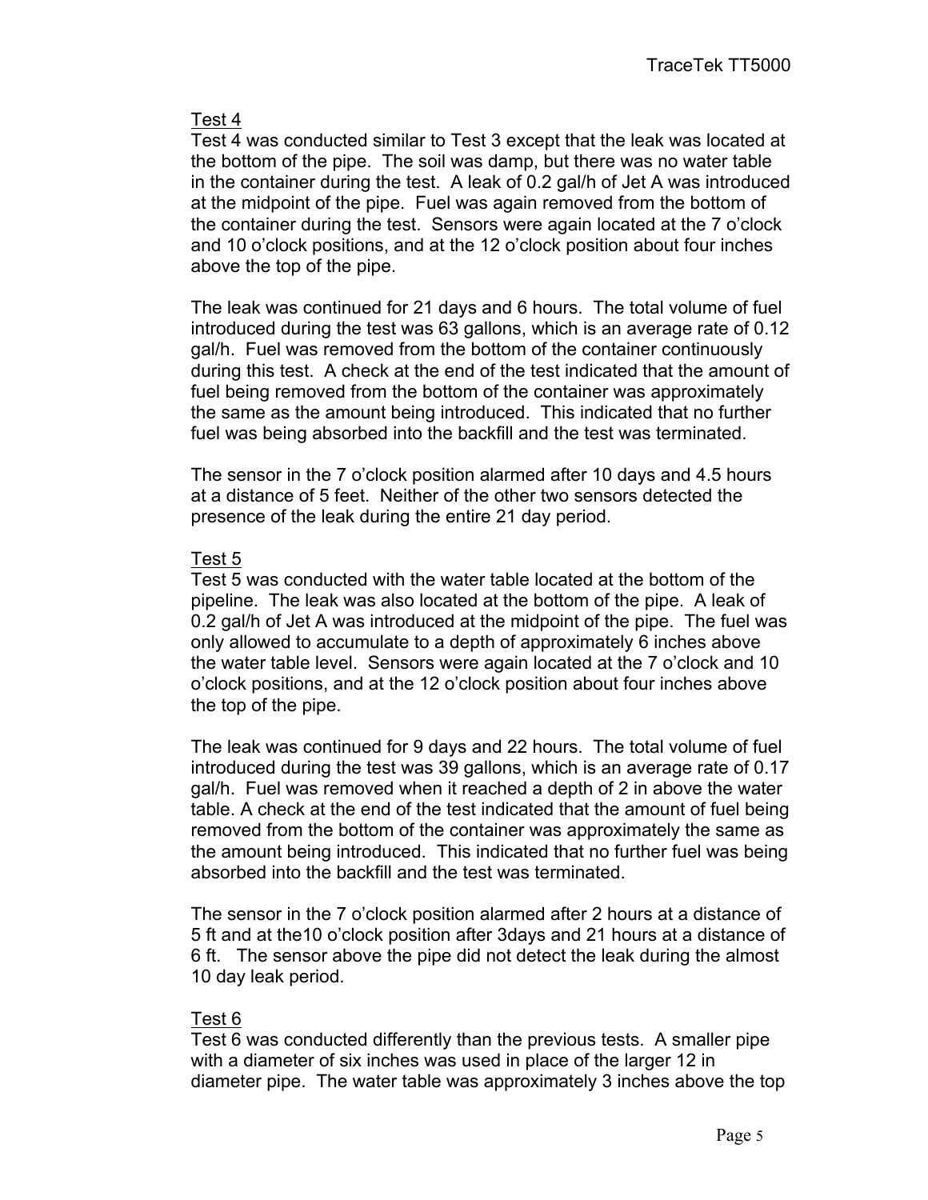### Test 4

Test 4 was conducted similar to Test 3 except that the leak was located at the bottom of the pipe. The soil was damp, but there was no water table in the container during the test. A leak of 0.2 gal/h of Jet A was introduced at the midpoint of the pipe. Fuel was again removed from the bottom of the container during the test. Sensors were again located at the 7 o'clock and 10 o'clock positions, and at the 12 o'clock position about four inches above the top of the pipe.

The leak was continued for 21 days and 6 hours. The total volume of fuel introduced during the test was 63 gallons, which is an average rate of 0.12 gal/h. Fuel was removed from the bottom of the container continuously during this test. A check at the end of the test indicated that the amount of fuel being removed from the bottom of the container was approximately the same as the amount being introduced. This indicated that no further fuel was being absorbed into the backfill and the test was terminated.

The sensor in the 7 o'clock position alarmed after 10 days and 4.5 hours at a distance of 5 feet. Neither of the other two sensors detected the presence of the leak during the entire 21 day period.

### Test 5

Test 5 was conducted with the water table located at the bottom of the pipeline. The leak was also located at the bottom of the pipe. A leak of 0.2 gal/h of Jet A was introduced at the midpoint of the pipe. The fuel was only allowed to accumulate to a depth of approximately 6 inches above the water table level. Sensors were again located at the 7 o'clock and 10 o'clock positions, and at the 12 o'clock position about four inches above the top of the pipe.

The leak was continued for 9 days and 22 hours. The total volume of fuel introduced during the test was 39 gallons, which is an average rate of 0.17 gal/h. Fuel was removed when it reached a depth of 2 in above the water table. A check at the end of the test indicated that the amount of fuel being removed from the bottom of the container was approximately the same as the amount being introduced. This indicated that no further fuel was being absorbed into the backfill and the test was terminated.

The sensor in the 7 o'clock position alarmed after 2 hours at a distance of 5 ft and at the10 o'clock position after 3days and 21 hours at a distance of 6 ft. The sensor above the pipe did not detect the leak during the almost 10 day leak period.

### Test 6

Test 6 was conducted differently than the previous tests. A smaller pipe with a diameter of six inches was used in place of the larger 12 in diameter pipe. The water table was approximately 3 inches above the top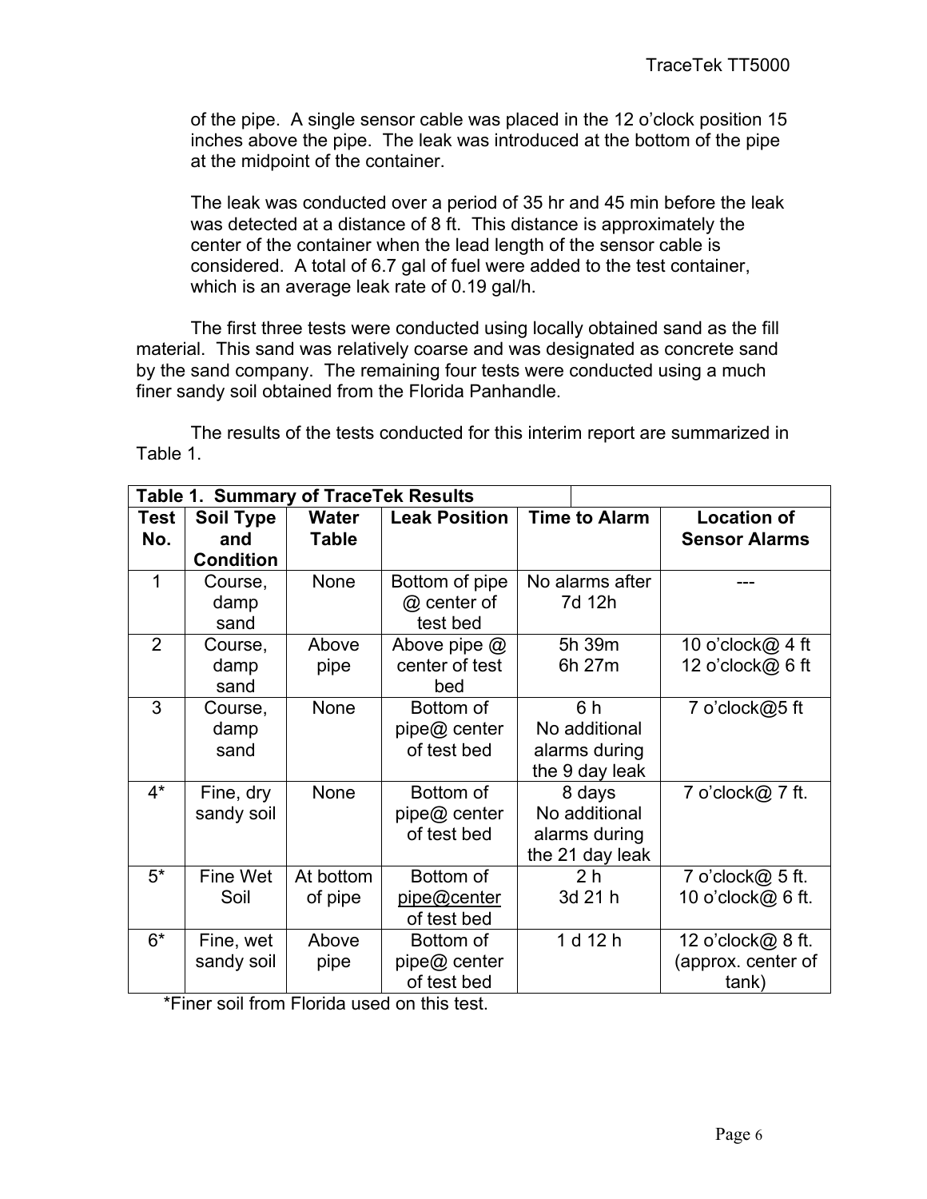of the pipe. A single sensor cable was placed in the 12 o'clock position 15 inches above the pipe. The leak was introduced at the bottom of the pipe at the midpoint of the container.

The leak was conducted over a period of 35 hr and 45 min before the leak was detected at a distance of 8 ft. This distance is approximately the center of the container when the lead length of the sensor cable is considered. A total of 6.7 gal of fuel were added to the test container, which is an average leak rate of 0.19 gal/h.

The first three tests were conducted using locally obtained sand as the fill material. This sand was relatively coarse and was designated as concrete sand by the sand company. The remaining four tests were conducted using a much finer sandy soil obtained from the Florida Panhandle.

The results of the tests conducted for this interim report are summarized in Table 1.

**Table 1. Summary of TraceTek Results**

| Test No. | Soil Type and Condition | Water Table | Leak Position | Time to Alarm | Location of Sensor Alarms |
|---|---|---|---|---|---|
| 1 | Course, damp sand | None | Bottom of pipe @ center of test bed | No alarms after 7d 12h | --- |
| 2 | Course, damp sand | Above pipe | Above pipe @ center of test bed | 5h 39m<br>6h 27m | 10 o'clock@ 4 ft<br>12 o'clock@ 6 ft |
| 3 | Course, damp sand | None | Bottom of pipe@ center of test bed | 6 h<br>No additional alarms during the 9 day leak | 7 o'clock@5 ft |
| 4* | Fine, dry sandy soil | None | Bottom of pipe@ center of test bed | 8 days<br>No additional alarms during the 21 day leak | 7 o'clock@ 7 ft. |
| 5* | Fine Wet Soil | At bottom of pipe | Bottom of pipe@center of test bed | 2 h<br>3d 21 h | 7 o'clock@ 5 ft.<br>10 o'clock@ 6 ft. |
| 6* | Fine, wet sandy soil | Above pipe | Bottom of pipe@ center of test bed | 1 d 12 h | 12 o'clock@ 8 ft. (approx. center of tank) |

*Finer soil from Florida used on this test.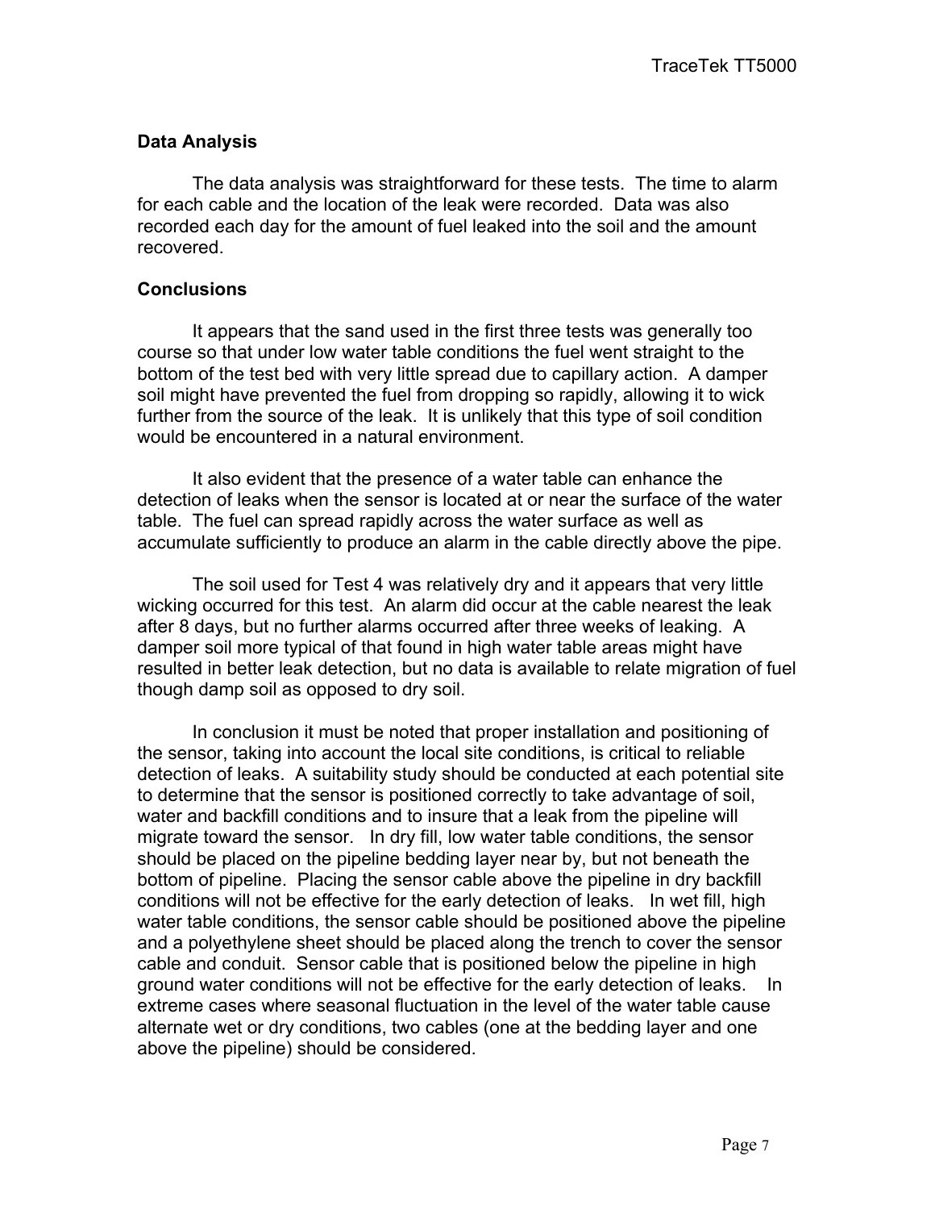## Data Analysis

The data analysis was straightforward for these tests. The time to alarm for each cable and the location of the leak were recorded. Data was also recorded each day for the amount of fuel leaked into the soil and the amount recovered.

## Conclusions

It appears that the sand used in the first three tests was generally too course so that under low water table conditions the fuel went straight to the bottom of the test bed with very little spread due to capillary action. A damper soil might have prevented the fuel from dropping so rapidly, allowing it to wick further from the source of the leak. It is unlikely that this type of soil condition would be encountered in a natural environment.

It also evident that the presence of a water table can enhance the detection of leaks when the sensor is located at or near the surface of the water table. The fuel can spread rapidly across the water surface as well as accumulate sufficiently to produce an alarm in the cable directly above the pipe.

The soil used for Test 4 was relatively dry and it appears that very little wicking occurred for this test. An alarm did occur at the cable nearest the leak after 8 days, but no further alarms occurred after three weeks of leaking. A damper soil more typical of that found in high water table areas might have resulted in better leak detection, but no data is available to relate migration of fuel though damp soil as opposed to dry soil.

In conclusion it must be noted that proper installation and positioning of the sensor, taking into account the local site conditions, is critical to reliable detection of leaks. A suitability study should be conducted at each potential site to determine that the sensor is positioned correctly to take advantage of soil, water and backfill conditions and to insure that a leak from the pipeline will migrate toward the sensor. In dry fill, low water table conditions, the sensor should be placed on the pipeline bedding layer near by, but not beneath the bottom of pipeline. Placing the sensor cable above the pipeline in dry backfill conditions will not be effective for the early detection of leaks. In wet fill, high water table conditions, the sensor cable should be positioned above the pipeline and a polyethylene sheet should be placed along the trench to cover the sensor cable and conduit. Sensor cable that is positioned below the pipeline in high ground water conditions will not be effective for the early detection of leaks. In extreme cases where seasonal fluctuation in the level of the water table cause alternate wet or dry conditions, two cables (one at the bedding layer and one above the pipeline) should be considered.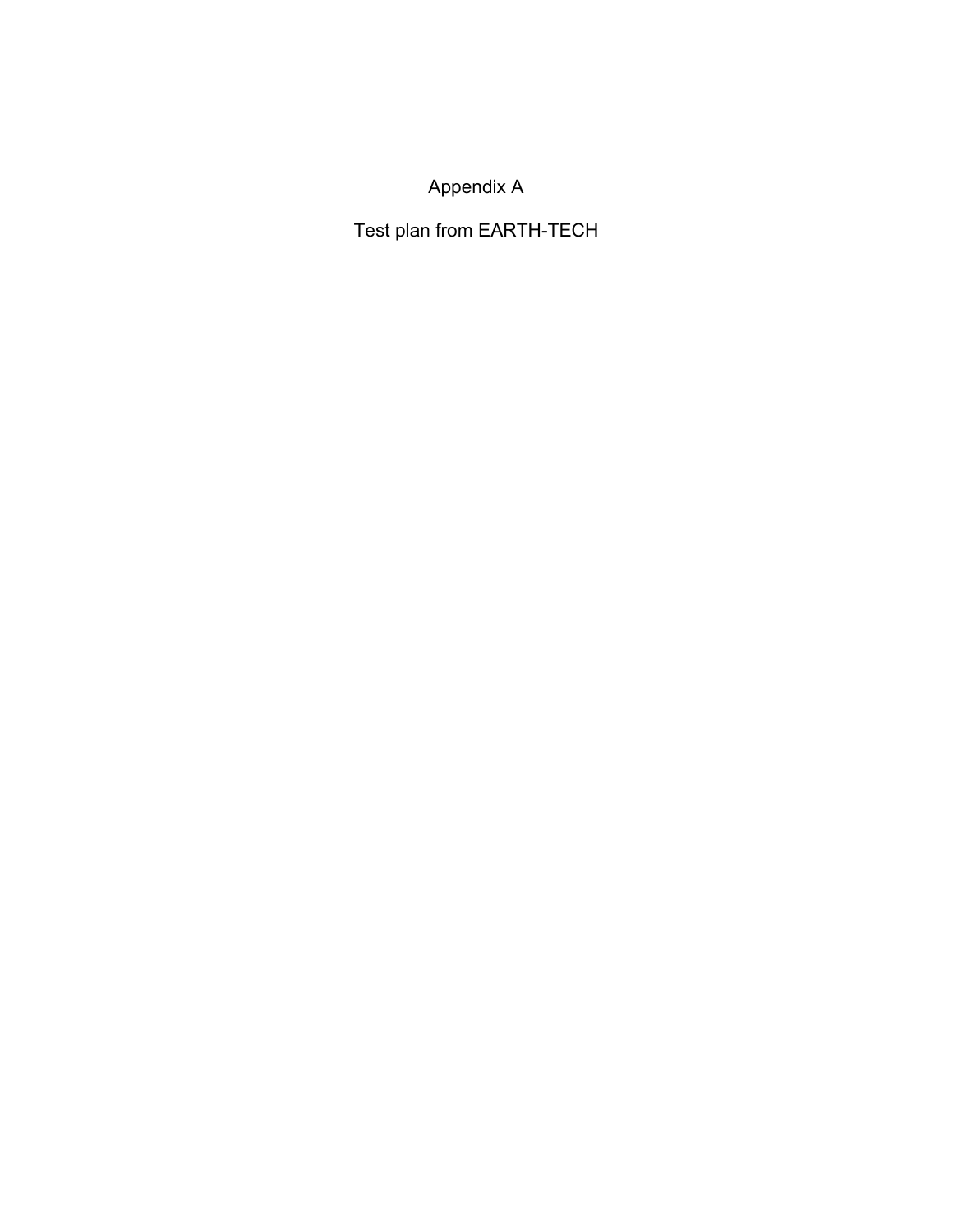# Appendix A

## Test plan from EARTH-TECH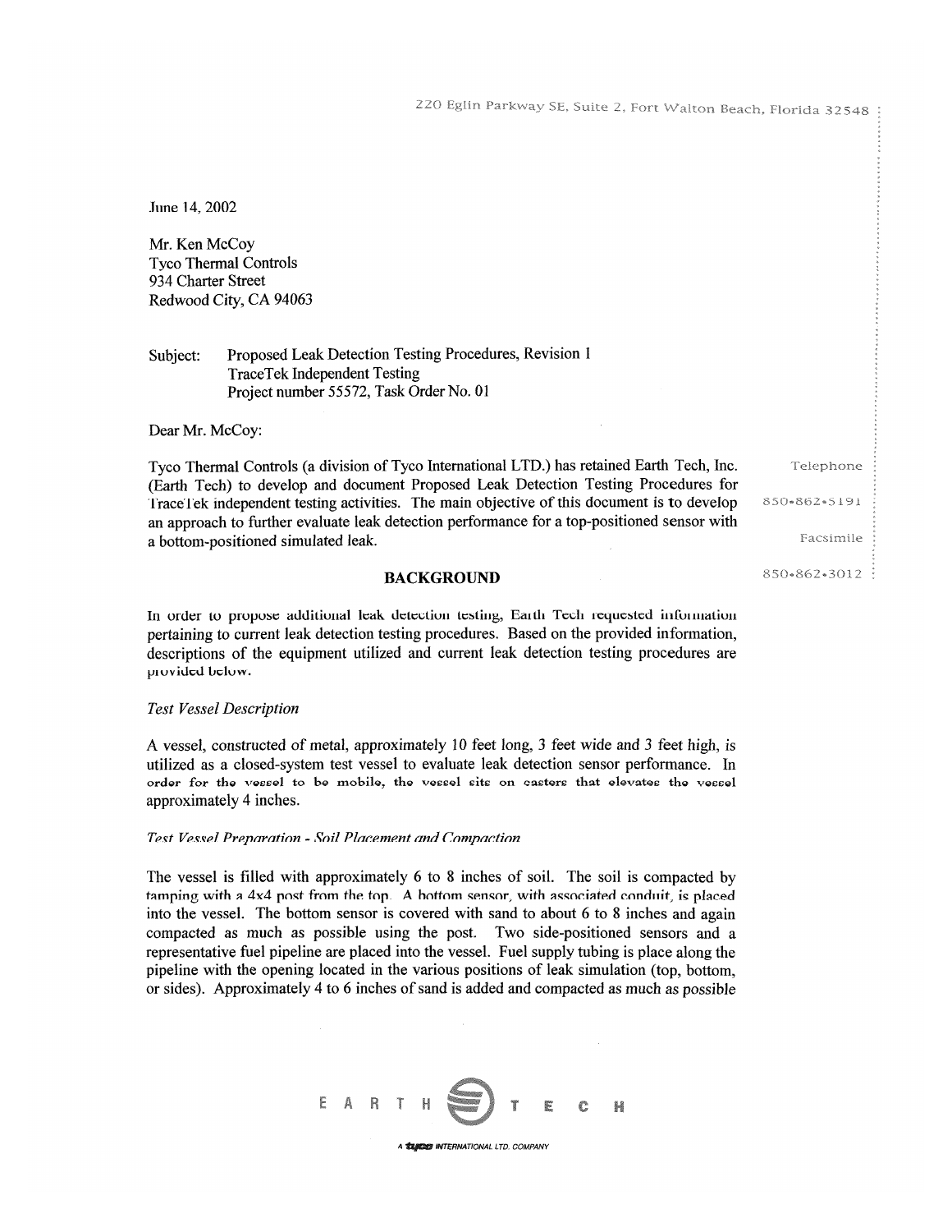220 Eglin Parkway SE, Suite 2, Fort Walton Beach, Florida 32548

Telephone 850•862•5191

Facsimile 850•862•3012

June 14, 2002

Mr. Ken McCoy
Tyco Thermal Controls
934 Charter Street
Redwood City, CA 94063

Subject: Proposed Leak Detection Testing Procedures, Revision 1
TraceTek Independent Testing
Project number 55572, Task Order No. 01

Dear Mr. McCoy:

Tyco Thermal Controls (a division of Tyco International LTD.) has retained Earth Tech, Inc. (Earth Tech) to develop and document Proposed Leak Detection Testing Procedures for TraceTek independent testing activities. The main objective of this document is to develop an approach to further evaluate leak detection performance for a top-positioned sensor with a bottom-positioned simulated leak.

## BACKGROUND

In order to propose additional leak detection testing, Earth Tech requested information pertaining to current leak detection testing procedures. Based on the provided information, descriptions of the equipment utilized and current leak detection testing procedures are provided below.

*Test Vessel Description*

A vessel, constructed of metal, approximately 10 feet long, 3 feet wide and 3 feet high, is utilized as a closed-system test vessel to evaluate leak detection sensor performance. In order for the vessel to be mobile, the vessel sits on casters that elevates the vessel approximately 4 inches.

*Test Vessel Preparation - Soil Placement and Compaction*

The vessel is filled with approximately 6 to 8 inches of soil. The soil is compacted by tamping with a 4x4 post from the top. A bottom sensor, with associated conduit, is placed into the vessel. The bottom sensor is covered with sand to about 6 to 8 inches and again compacted as much as possible using the post. Two side-positioned sensors and a representative fuel pipeline are placed into the vessel. Fuel supply tubing is place along the pipeline with the opening located in the various positions of leak simulation (top, bottom, or sides). Approximately 4 to 6 inches of sand is added and compacted as much as possible

EARTH TECH
A tyco INTERNATIONAL LTD. COMPANY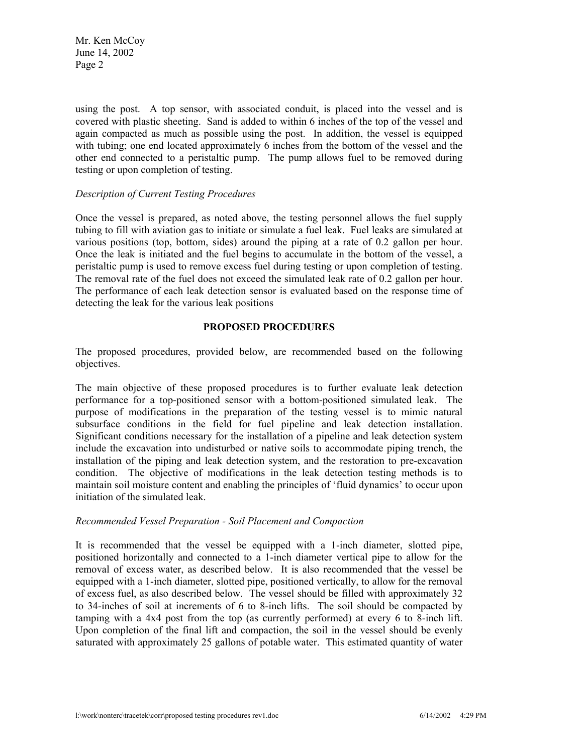using the post. A top sensor, with associated conduit, is placed into the vessel and is covered with plastic sheeting. Sand is added to within 6 inches of the top of the vessel and again compacted as much as possible using the post. In addition, the vessel is equipped with tubing; one end located approximately 6 inches from the bottom of the vessel and the other end connected to a peristaltic pump. The pump allows fuel to be removed during testing or upon completion of testing.

*Description of Current Testing Procedures*

Once the vessel is prepared, as noted above, the testing personnel allows the fuel supply tubing to fill with aviation gas to initiate or simulate a fuel leak. Fuel leaks are simulated at various positions (top, bottom, sides) around the piping at a rate of 0.2 gallon per hour. Once the leak is initiated and the fuel begins to accumulate in the bottom of the vessel, a peristaltic pump is used to remove excess fuel during testing or upon completion of testing. The removal rate of the fuel does not exceed the simulated leak rate of 0.2 gallon per hour. The performance of each leak detection sensor is evaluated based on the response time of detecting the leak for the various leak positions

**PROPOSED PROCEDURES**

The proposed procedures, provided below, are recommended based on the following objectives.

The main objective of these proposed procedures is to further evaluate leak detection performance for a top-positioned sensor with a bottom-positioned simulated leak. The purpose of modifications in the preparation of the testing vessel is to mimic natural subsurface conditions in the field for fuel pipeline and leak detection installation. Significant conditions necessary for the installation of a pipeline and leak detection system include the excavation into undisturbed or native soils to accommodate piping trench, the installation of the piping and leak detection system, and the restoration to pre-excavation condition. The objective of modifications in the leak detection testing methods is to maintain soil moisture content and enabling the principles of 'fluid dynamics' to occur upon initiation of the simulated leak.

*Recommended Vessel Preparation - Soil Placement and Compaction*

It is recommended that the vessel be equipped with a 1-inch diameter, slotted pipe, positioned horizontally and connected to a 1-inch diameter vertical pipe to allow for the removal of excess water, as described below. It is also recommended that the vessel be equipped with a 1-inch diameter, slotted pipe, positioned vertically, to allow for the removal of excess fuel, as also described below. The vessel should be filled with approximately 32 to 34-inches of soil at increments of 6 to 8-inch lifts. The soil should be compacted by tamping with a 4x4 post from the top (as currently performed) at every 6 to 8-inch lift. Upon completion of the final lift and compaction, the soil in the vessel should be evenly saturated with approximately 25 gallons of potable water. This estimated quantity of water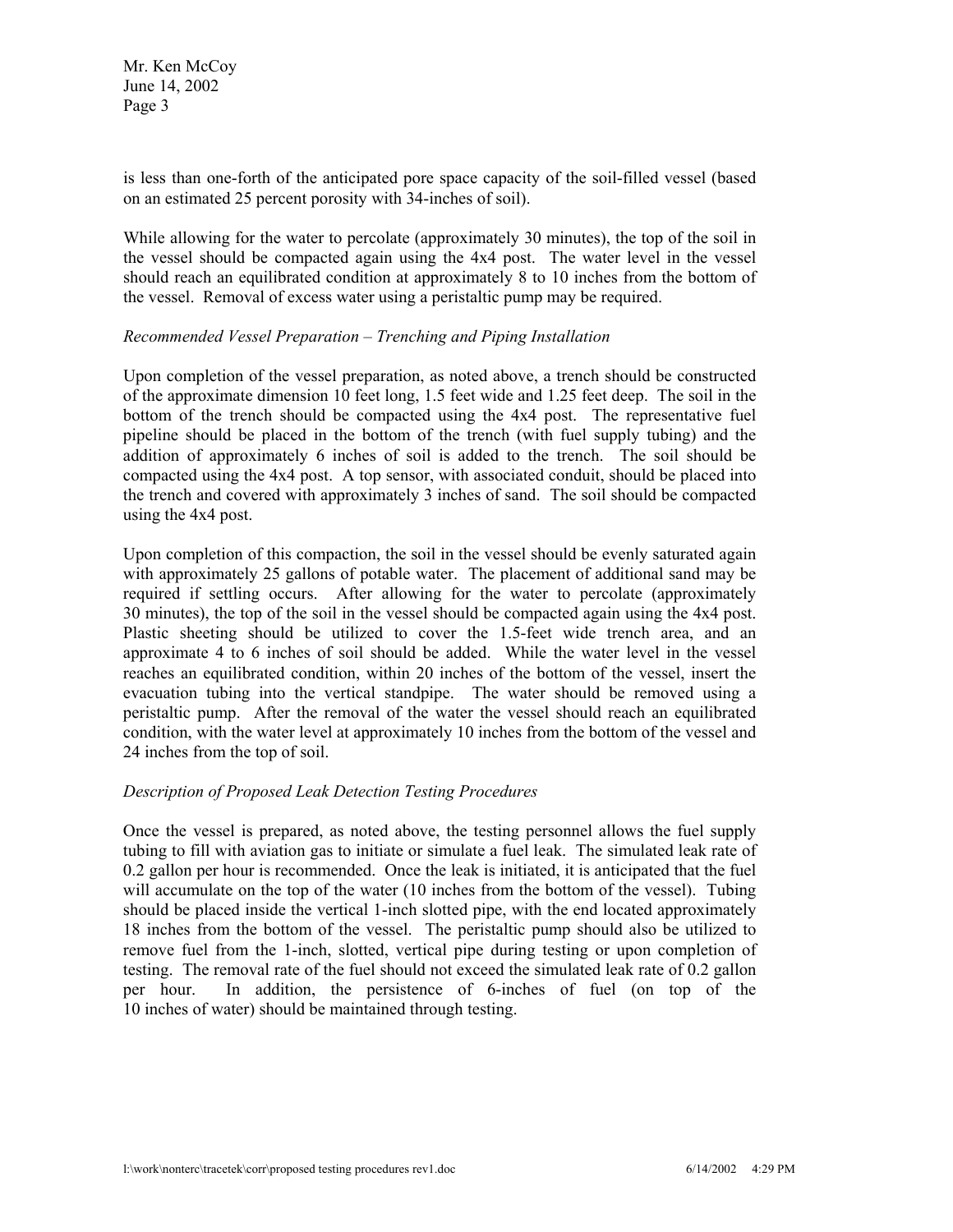is less than one-forth of the anticipated pore space capacity of the soil-filled vessel (based on an estimated 25 percent porosity with 34-inches of soil).

While allowing for the water to percolate (approximately 30 minutes), the top of the soil in the vessel should be compacted again using the 4x4 post. The water level in the vessel should reach an equilibrated condition at approximately 8 to 10 inches from the bottom of the vessel. Removal of excess water using a peristaltic pump may be required.

*Recommended Vessel Preparation – Trenching and Piping Installation*

Upon completion of the vessel preparation, as noted above, a trench should be constructed of the approximate dimension 10 feet long, 1.5 feet wide and 1.25 feet deep. The soil in the bottom of the trench should be compacted using the 4x4 post. The representative fuel pipeline should be placed in the bottom of the trench (with fuel supply tubing) and the addition of approximately 6 inches of soil is added to the trench. The soil should be compacted using the 4x4 post. A top sensor, with associated conduit, should be placed into the trench and covered with approximately 3 inches of sand. The soil should be compacted using the 4x4 post.

Upon completion of this compaction, the soil in the vessel should be evenly saturated again with approximately 25 gallons of potable water. The placement of additional sand may be required if settling occurs. After allowing for the water to percolate (approximately 30 minutes), the top of the soil in the vessel should be compacted again using the 4x4 post. Plastic sheeting should be utilized to cover the 1.5-feet wide trench area, and an approximate 4 to 6 inches of soil should be added. While the water level in the vessel reaches an equilibrated condition, within 20 inches of the bottom of the vessel, insert the evacuation tubing into the vertical standpipe. The water should be removed using a peristaltic pump. After the removal of the water the vessel should reach an equilibrated condition, with the water level at approximately 10 inches from the bottom of the vessel and 24 inches from the top of soil.

*Description of Proposed Leak Detection Testing Procedures*

Once the vessel is prepared, as noted above, the testing personnel allows the fuel supply tubing to fill with aviation gas to initiate or simulate a fuel leak. The simulated leak rate of 0.2 gallon per hour is recommended. Once the leak is initiated, it is anticipated that the fuel will accumulate on the top of the water (10 inches from the bottom of the vessel). Tubing should be placed inside the vertical 1-inch slotted pipe, with the end located approximately 18 inches from the bottom of the vessel. The peristaltic pump should also be utilized to remove fuel from the 1-inch, slotted, vertical pipe during testing or upon completion of testing. The removal rate of the fuel should not exceed the simulated leak rate of 0.2 gallon per hour. In addition, the persistence of 6-inches of fuel (on top of the 10 inches of water) should be maintained through testing.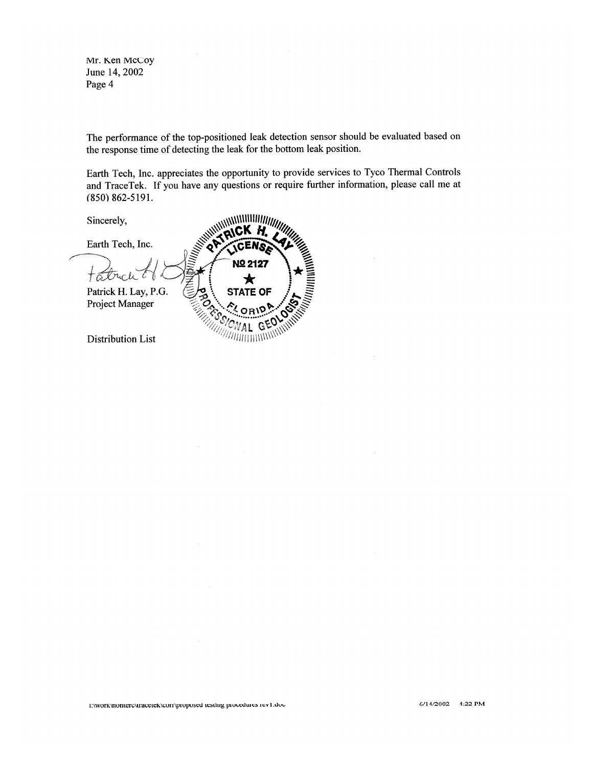The performance of the top-positioned leak detection sensor should be evaluated based on the response time of detecting the leak for the bottom leak position.

Earth Tech, Inc. appreciates the opportunity to provide services to Tyco Thermal Controls and TraceTek. If you have any questions or require further information, please call me at (850) 862-5191.

Sincerely,

Earth Tech, Inc.

Patrick H. Lay, P.G.
Project Manager

PATRICK H. LAY
LICENSE
№ 2127
STATE OF
FLORIDA
PROFESSIONAL GEOLOGIST

Distribution List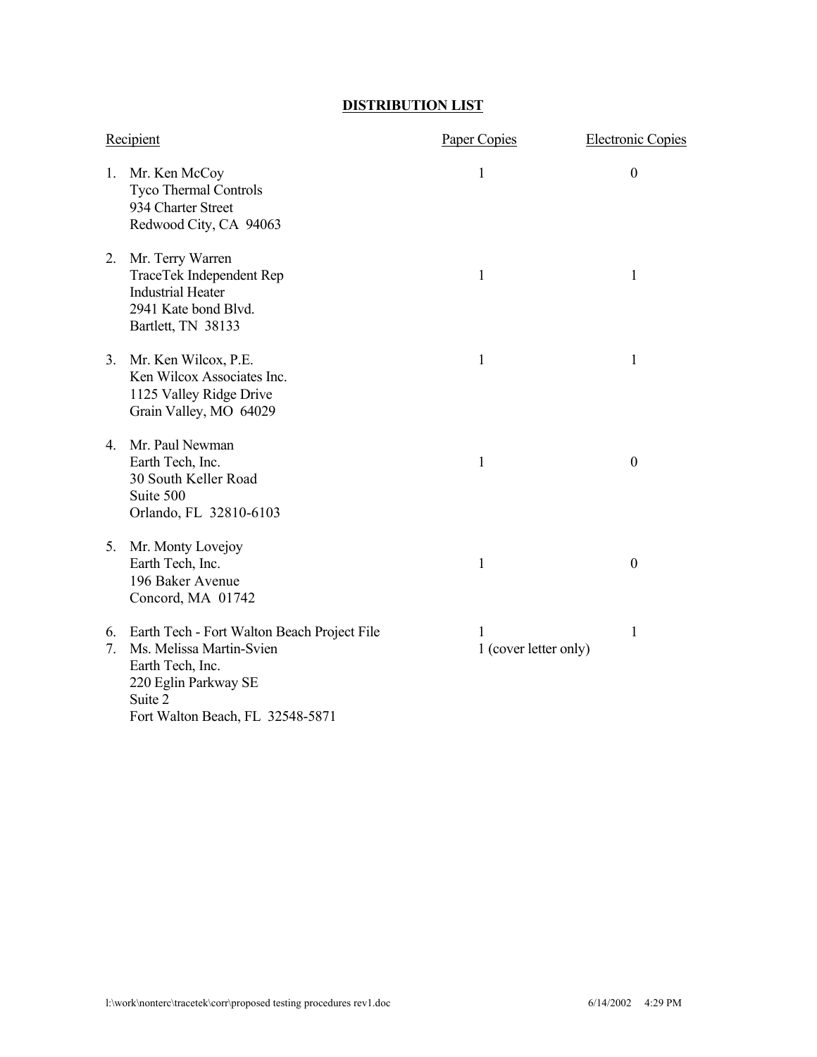# DISTRIBUTION LIST

| Recipient | Paper Copies | Electronic Copies |
|---|---|---|
| 1. Mr. Ken McCoy<br>Tyco Thermal Controls<br>934 Charter Street<br>Redwood City, CA 94063 | 1 | 0 |
| 2. Mr. Terry Warren<br>TraceTek Independent Rep<br>Industrial Heater<br>2941 Kate bond Blvd.<br>Bartlett, TN 38133 | 1 | 1 |
| 3. Mr. Ken Wilcox, P.E.<br>Ken Wilcox Associates Inc.<br>1125 Valley Ridge Drive<br>Grain Valley, MO 64029 | 1 | 1 |
| 4. Mr. Paul Newman<br>Earth Tech, Inc.<br>30 South Keller Road<br>Suite 500<br>Orlando, FL 32810-6103 | 1 | 0 |
| 5. Mr. Monty Lovejoy<br>Earth Tech, Inc.<br>196 Baker Avenue<br>Concord, MA 01742 | 1 | 0 |
| 6. Earth Tech - Fort Walton Beach Project File | 1 | 1 |
| 7. Ms. Melissa Martin-Svien<br>Earth Tech, Inc.<br>220 Eglin Parkway SE<br>Suite 2<br>Fort Walton Beach, FL 32548-5871 | 1 (cover letter only) | |

l:\work\nonterc\tracetek\corr\proposed testing procedures rev1.doc 6/14/2002 4:29 PM